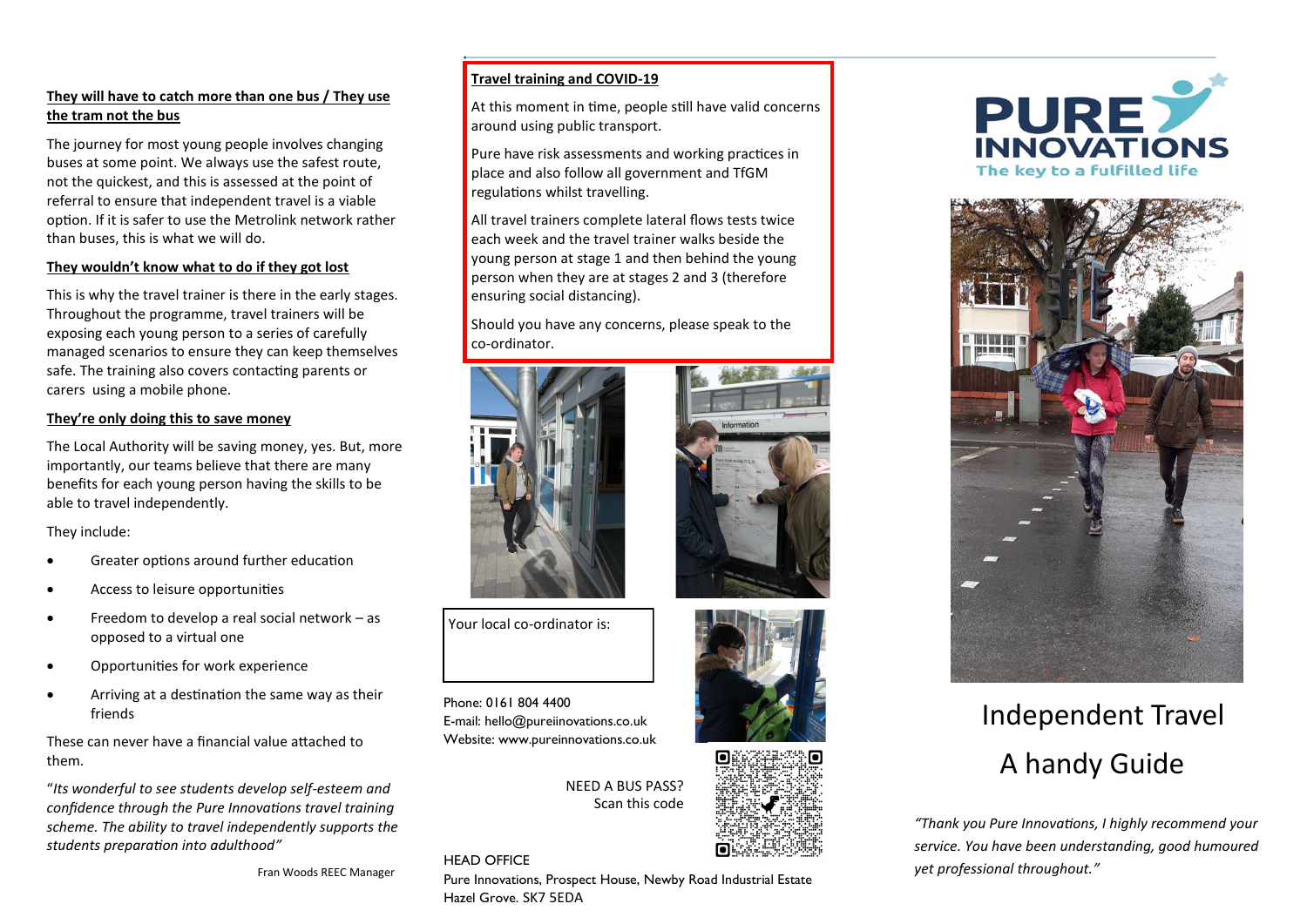### They will have to catch more than one bus / They use the tram not the bus

The journey for most young people involves changing buses at some point. We always use the safest route, not the quickest, and this is assessed at the point of referral to ensure that independent travel is a viable option. If it is safer to use the Metrolink network rather than buses, this is what we will do.

### They wouldn't know what to do if they got lost

This is why the travel trainer is there in the early stages. Throughout the programme, travel trainers will be exposing each young person to a series of carefully managed scenarios to ensure they can keep themselves safe. The training also covers contacting parents or carers using a mobile phone.

### They're only doing this to save money

The Local Authority will be saving money, yes. But, more importantly, our teams believe that there are many benefits for each young person having the skills to be able to travel independently.

They include:

- Greater options around further education
- Access to leisure opportunities
- Freedom to develop a real social network – as opposed to a virtual one
- Opportunities for work experience
- Arriving at a destination the same way as their friends

These can never have a financial value attached to them.

"*Its wonderful to see students develop self-esteem and confidence through the Pure Innovations travel training scheme. The ability to travel independently supports the students preparation into adulthood"*

Fran Woods REEC Manager

### Travel training and COVID-19

At this moment in time, people still have valid concerns around using public transport.

Pure have risk assessments and working practices in place and also follow all government and TfGM regulations whilst travelling.

All travel trainers complete lateral flows tests twice each week and the travel trainer walks beside the young person at stage 1 and then behind the young person when they are at stages 2 and 3 (therefore ensuring social distancing).

Should you have any concerns, please speak to the co-ordinator.

Your local co-ordinator is:

Phone: 0161 804 4400
E-mail: hello@pureiinovations.co.uk
Website: www.pureinnovations.co.uk

NEED A BUS PASS?
Scan this code

HEAD OFFICE
Pure Innovations, Prospect House, Newby Road Industrial Estate
Hazel Grove. SK7 5EDA

PURE INNOVATIONS
The key to a fulfilled life

# Independent Travel
# A handy Guide

*"Thank you Pure Innovations, I highly recommend your service. You have been understanding, good humoured yet professional throughout."*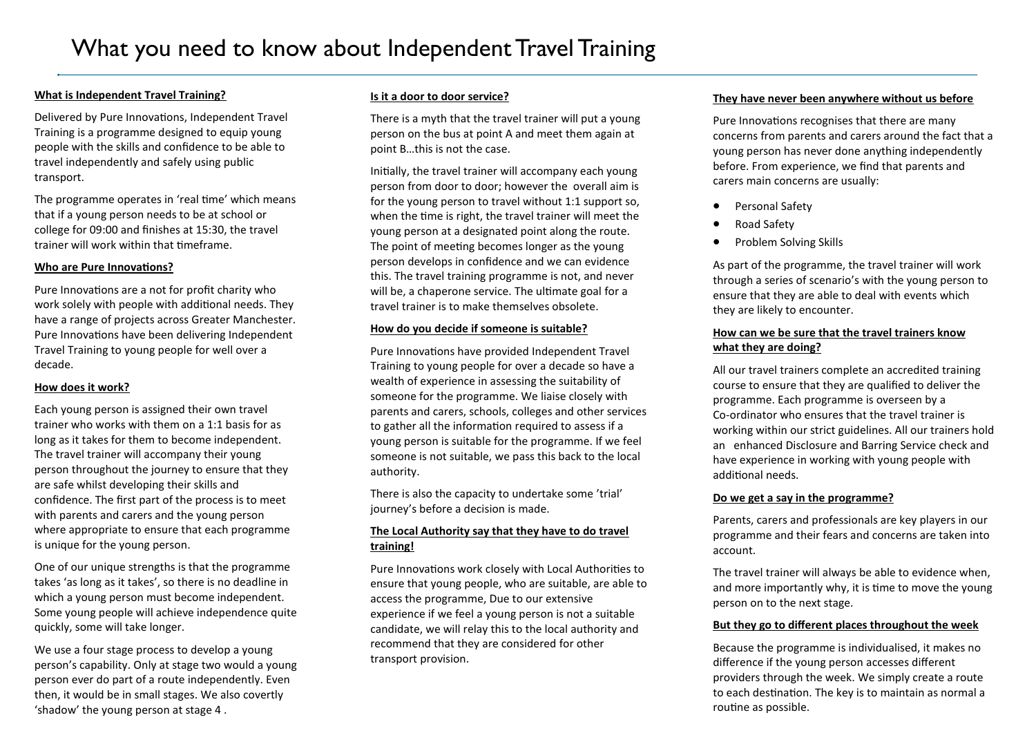# What you need to know about Independent Travel Training

**What is Independent Travel Training?**

Delivered by Pure Innovations, Independent Travel Training is a programme designed to equip young people with the skills and confidence to be able to travel independently and safely using public transport.

The programme operates in 'real time' which means that if a young person needs to be at school or college for 09:00 and finishes at 15:30, the travel trainer will work within that timeframe.

**Who are Pure Innovations?**

Pure Innovations are a not for profit charity who work solely with people with additional needs. They have a range of projects across Greater Manchester. Pure Innovations have been delivering Independent Travel Training to young people for well over a decade.

**How does it work?**

Each young person is assigned their own travel trainer who works with them on a 1:1 basis for as long as it takes for them to become independent. The travel trainer will accompany their young person throughout the journey to ensure that they are safe whilst developing their skills and confidence. The first part of the process is to meet with parents and carers and the young person where appropriate to ensure that each programme is unique for the young person.

One of our unique strengths is that the programme takes 'as long as it takes', so there is no deadline in which a young person must become independent. Some young people will achieve independence quite quickly, some will take longer.

We use a four stage process to develop a young person's capability. Only at stage two would a young person ever do part of a route independently. Even then, it would be in small stages. We also covertly 'shadow' the young person at stage 4 .

**Is it a door to door service?**

There is a myth that the travel trainer will put a young person on the bus at point A and meet them again at point B…this is not the case.

Initially, the travel trainer will accompany each young person from door to door; however the overall aim is for the young person to travel without 1:1 support so, when the time is right, the travel trainer will meet the young person at a designated point along the route. The point of meeting becomes longer as the young person develops in confidence and we can evidence this. The travel training programme is not, and never will be, a chaperone service. The ultimate goal for a travel trainer is to make themselves obsolete.

**How do you decide if someone is suitable?**

Pure Innovations have provided Independent Travel Training to young people for over a decade so have a wealth of experience in assessing the suitability of someone for the programme. We liaise closely with parents and carers, schools, colleges and other services to gather all the information required to assess if a young person is suitable for the programme. If we feel someone is not suitable, we pass this back to the local authority.

There is also the capacity to undertake some 'trial' journey's before a decision is made.

**The Local Authority say that they have to do travel training!**

Pure Innovations work closely with Local Authorities to ensure that young people, who are suitable, are able to access the programme, Due to our extensive experience if we feel a young person is not a suitable candidate, we will relay this to the local authority and recommend that they are considered for other transport provision.

**They have never been anywhere without us before**

Pure Innovations recognises that there are many concerns from parents and carers around the fact that a young person has never done anything independently before. From experience, we find that parents and carers main concerns are usually:

- Personal Safety
- Road Safety
- Problem Solving Skills

As part of the programme, the travel trainer will work through a series of scenario's with the young person to ensure that they are able to deal with events which they are likely to encounter.

**How can we be sure that the travel trainers know what they are doing?**

All our travel trainers complete an accredited training course to ensure that they are qualified to deliver the programme. Each programme is overseen by a Co-ordinator who ensures that the travel trainer is working within our strict guidelines. All our trainers hold an enhanced Disclosure and Barring Service check and have experience in working with young people with additional needs.

**Do we get a say in the programme?**

Parents, carers and professionals are key players in our programme and their fears and concerns are taken into account.

The travel trainer will always be able to evidence when, and more importantly why, it is time to move the young person on to the next stage.

**But they go to different places throughout the week**

Because the programme is individualised, it makes no difference if the young person accesses different providers through the week. We simply create a route to each destination. The key is to maintain as normal a routine as possible.